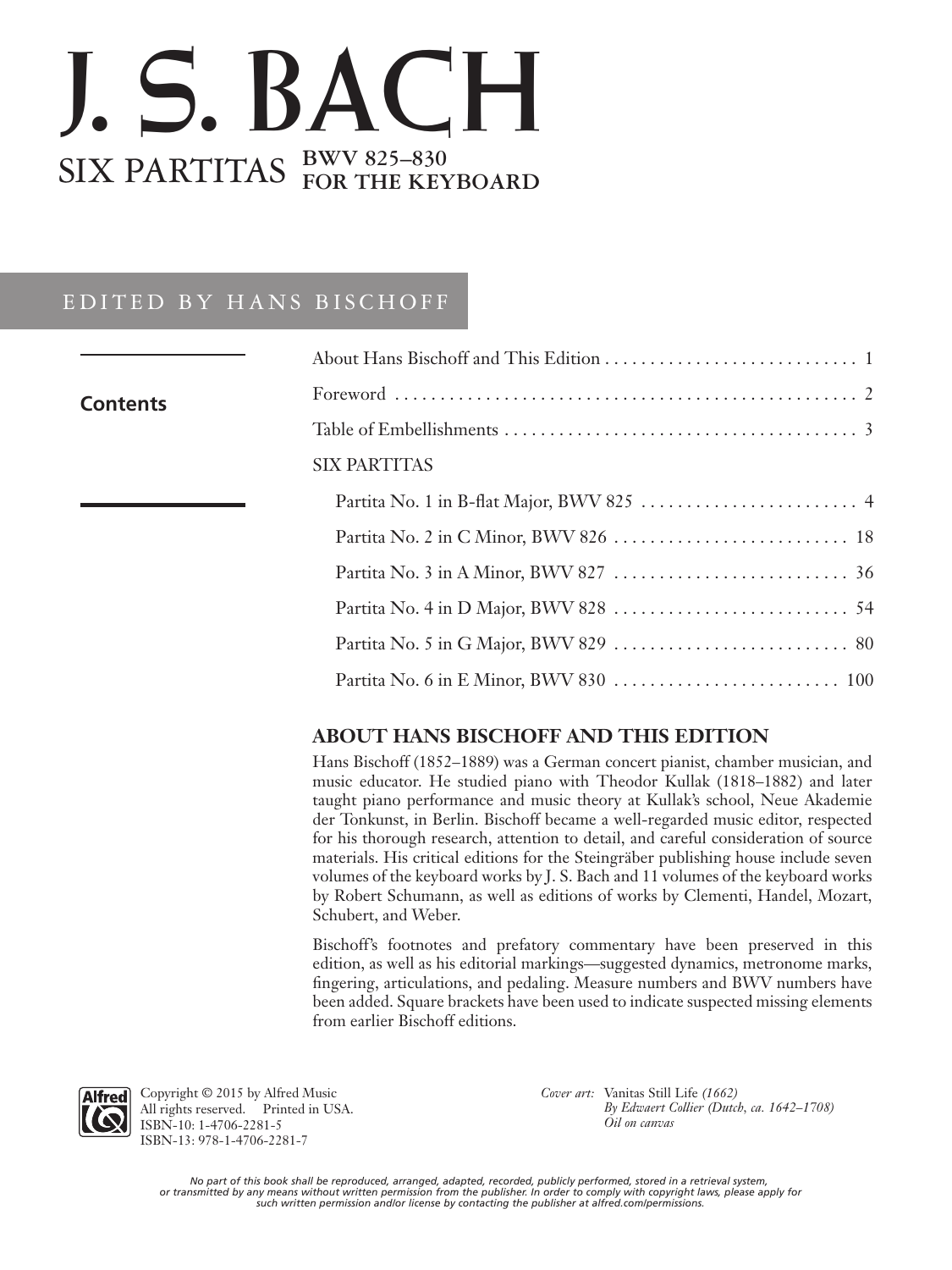# J. S. BACH

## SIX PARTITAS BWV 825–830 FOR THE KEYBOARD

EDITED BY HANS BISCHOFF

**Contents**

About Hans Bischoff and This Edition . . . . . . . . . . . . . . . . . . . . . . . . . . . . 1

Foreword . . . . . . . . . . . . . . . . . . . . . . . . . . . . . . . . . . . . . . . . . . . . . . . . . . . . 2

Table of Embellishments . . . . . . . . . . . . . . . . . . . . . . . . . . . . . . . . . . . . . . . 3

SIX PARTITAS

- Partita No. 1 in B-flat Major, BWV 825 . . . . . . . . . . . . . . . . . . . . . . . . 4
- Partita No. 2 in C Minor, BWV 826 . . . . . . . . . . . . . . . . . . . . . . . . . . 18
- Partita No. 3 in A Minor, BWV 827 . . . . . . . . . . . . . . . . . . . . . . . . . . 36
- Partita No. 4 in D Major, BWV 828 . . . . . . . . . . . . . . . . . . . . . . . . . . 54
- Partita No. 5 in G Major, BWV 829 . . . . . . . . . . . . . . . . . . . . . . . . . . 80
- Partita No. 6 in E Minor, BWV 830 . . . . . . . . . . . . . . . . . . . . . . . . . 100

### ABOUT HANS BISCHOFF AND THIS EDITION

Hans Bischoff (1852–1889) was a German concert pianist, chamber musician, and music educator. He studied piano with Theodor Kullak (1818–1882) and later taught piano performance and music theory at Kullak's school, Neue Akademie der Tonkunst, in Berlin. Bischoff became a well-regarded music editor, respected for his thorough research, attention to detail, and careful consideration of source materials. His critical editions for the Steingräber publishing house include seven volumes of the keyboard works by J. S. Bach and 11 volumes of the keyboard works by Robert Schumann, as well as editions of works by Clementi, Handel, Mozart, Schubert, and Weber.

Bischoff's footnotes and prefatory commentary have been preserved in this edition, as well as his editorial markings—suggested dynamics, metronome marks, fingering, articulations, and pedaling. Measure numbers and BWV numbers have been added. Square brackets have been used to indicate suspected missing elements from earlier Bischoff editions.

Copyright © 2015 by Alfred Music
All rights reserved. Printed in USA.
ISBN-10: 1-4706-2281-5
ISBN-13: 978-1-4706-2281-7

*Cover art:* Vanitas Still Life *(1662)*
*By Edwaert Collier (Dutch, ca. 1642–1708)*
*Oil on canvas*

*No part of this book shall be reproduced, arranged, adapted, recorded, publicly performed, stored in a retrieval system, or transmitted by any means without written permission from the publisher. In order to comply with copyright laws, please apply for such written permission and/or license by contacting the publisher at alfred.com/permissions.*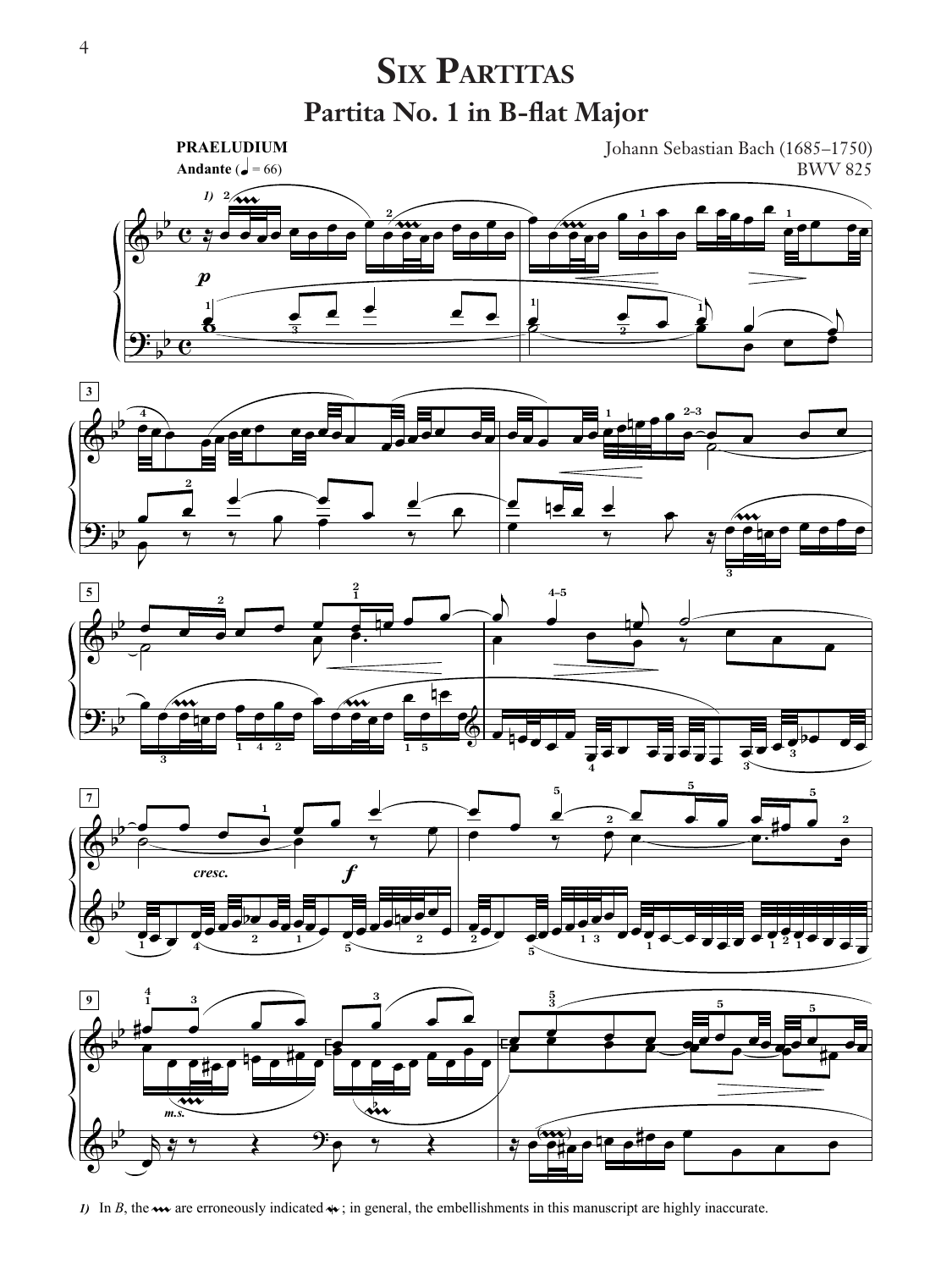# Six Partitas

## Partita No. 1 in B-flat Major

**PRAELUDIUM**
**Andante** (♩ = 66)

Johann Sebastian Bach (1685–1750)
BWV 825

*1)* In *B*, the 𝆖 are erroneously indicated ; in general, the embellishments in this manuscript are highly inaccurate.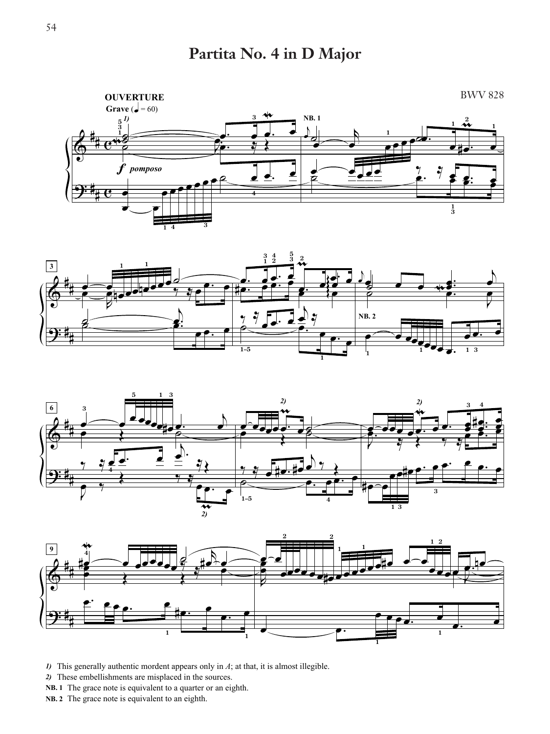# Partita No. 4 in D Major

BWV 828

**OUVERTURE**

**Grave** (♩ = 60)

*1)* This generally authentic mordent appears only in *A*; at that, it is almost illegible.

*2)* These embellishments are misplaced in the sources.

**NB. 1** The grace note is equivalent to a quarter or an eighth.

**NB. 2** The grace note is equivalent to an eighth.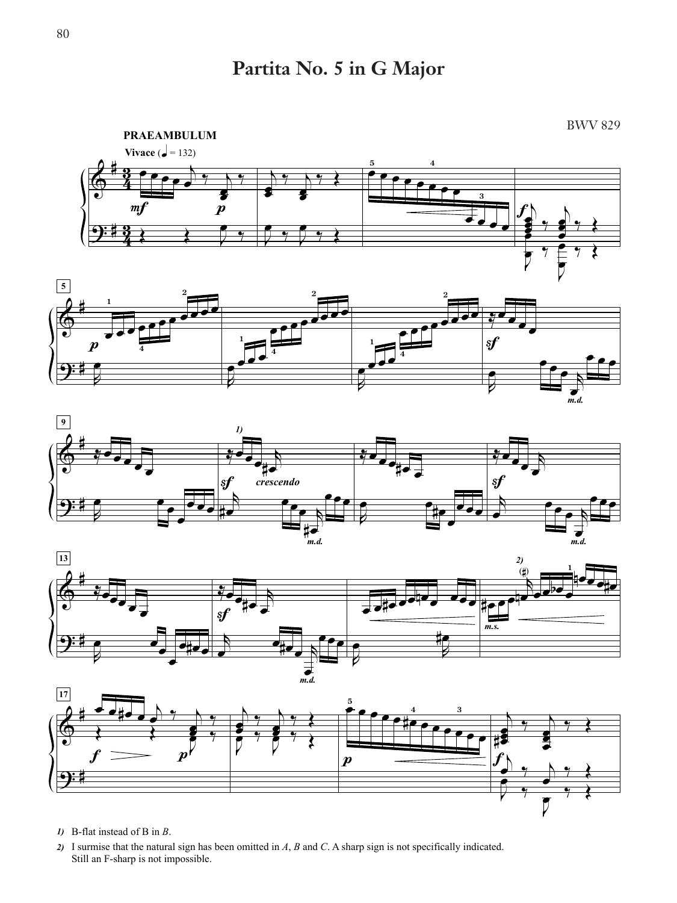# Partita No. 5 in G Major

BWV 829

**PRAEAMBULUM**

**Vivace** (♩ = 132)

*1)* B-flat instead of B in *B*.

*2)* I surmise that the natural sign has been omitted in *A*, *B* and *C*. A sharp sign is not specifically indicated. Still an F-sharp is not impossible.